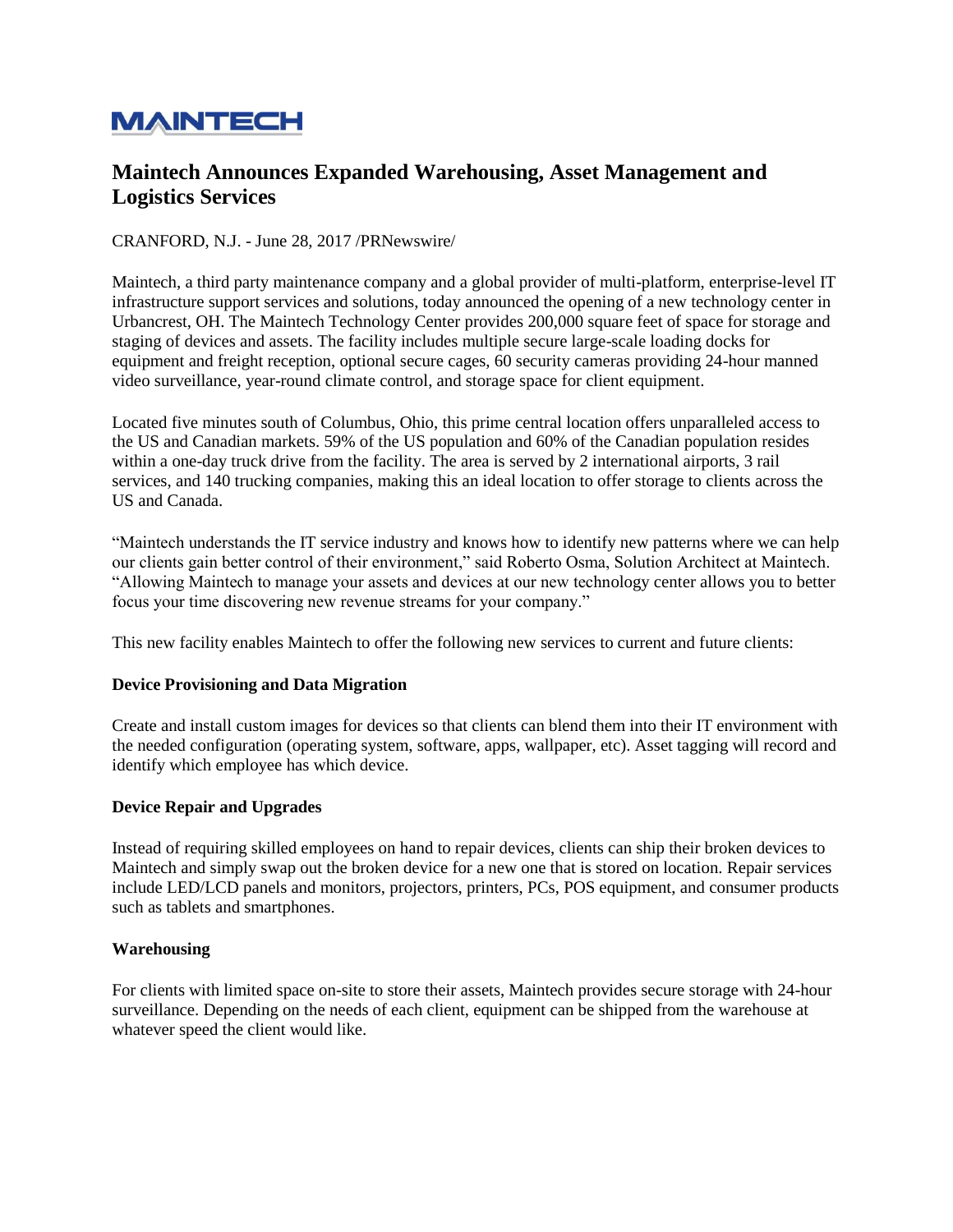# MAINTECH

## Maintech Announces Expanded Warehousing, Asset Management and Logistics Services

CRANFORD, N.J. - June 28, 2017 /PRNewswire/

Maintech, a third party maintenance company and a global provider of multi-platform, enterprise-level IT infrastructure support services and solutions, today announced the opening of a new technology center in Urbancrest, OH. The Maintech Technology Center provides 200,000 square feet of space for storage and staging of devices and assets. The facility includes multiple secure large-scale loading docks for equipment and freight reception, optional secure cages, 60 security cameras providing 24-hour manned video surveillance, year-round climate control, and storage space for client equipment.

Located five minutes south of Columbus, Ohio, this prime central location offers unparalleled access to the US and Canadian markets. 59% of the US population and 60% of the Canadian population resides within a one-day truck drive from the facility. The area is served by 2 international airports, 3 rail services, and 140 trucking companies, making this an ideal location to offer storage to clients across the US and Canada.

"Maintech understands the IT service industry and knows how to identify new patterns where we can help our clients gain better control of their environment," said Roberto Osma, Solution Architect at Maintech. "Allowing Maintech to manage your assets and devices at our new technology center allows you to better focus your time discovering new revenue streams for your company."

This new facility enables Maintech to offer the following new services to current and future clients:

**Device Provisioning and Data Migration**

Create and install custom images for devices so that clients can blend them into their IT environment with the needed configuration (operating system, software, apps, wallpaper, etc). Asset tagging will record and identify which employee has which device.

**Device Repair and Upgrades**

Instead of requiring skilled employees on hand to repair devices, clients can ship their broken devices to Maintech and simply swap out the broken device for a new one that is stored on location. Repair services include LED/LCD panels and monitors, projectors, printers, PCs, POS equipment, and consumer products such as tablets and smartphones.

**Warehousing**

For clients with limited space on-site to store their assets, Maintech provides secure storage with 24-hour surveillance. Depending on the needs of each client, equipment can be shipped from the warehouse at whatever speed the client would like.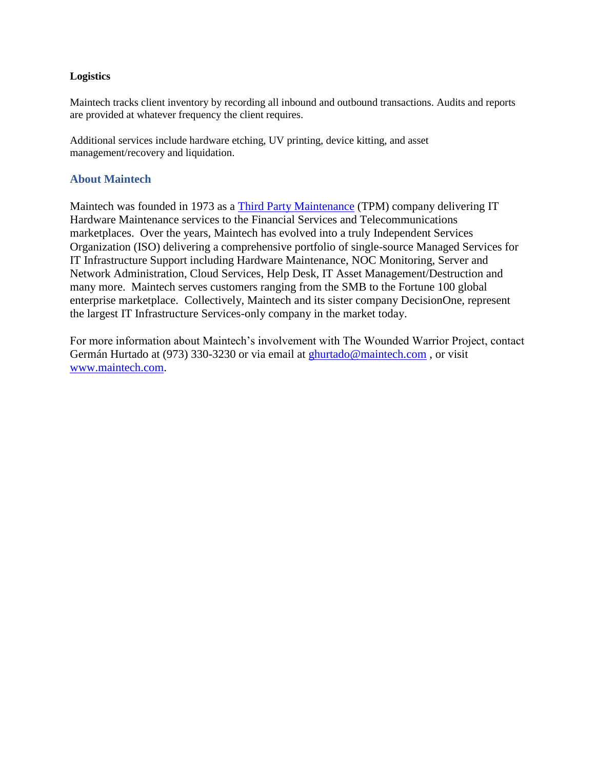**Logistics**

Maintech tracks client inventory by recording all inbound and outbound transactions. Audits and reports are provided at whatever frequency the client requires.

Additional services include hardware etching, UV printing, device kitting, and asset management/recovery and liquidation.

## About Maintech

Maintech was founded in 1973 as a Third Party Maintenance (TPM) company delivering IT Hardware Maintenance services to the Financial Services and Telecommunications marketplaces. Over the years, Maintech has evolved into a truly Independent Services Organization (ISO) delivering a comprehensive portfolio of single-source Managed Services for IT Infrastructure Support including Hardware Maintenance, NOC Monitoring, Server and Network Administration, Cloud Services, Help Desk, IT Asset Management/Destruction and many more. Maintech serves customers ranging from the SMB to the Fortune 100 global enterprise marketplace. Collectively, Maintech and its sister company DecisionOne, represent the largest IT Infrastructure Services-only company in the market today.

For more information about Maintech's involvement with The Wounded Warrior Project, contact Germán Hurtado at (973) 330-3230 or via email at ghurtado@maintech.com , or visit www.maintech.com.